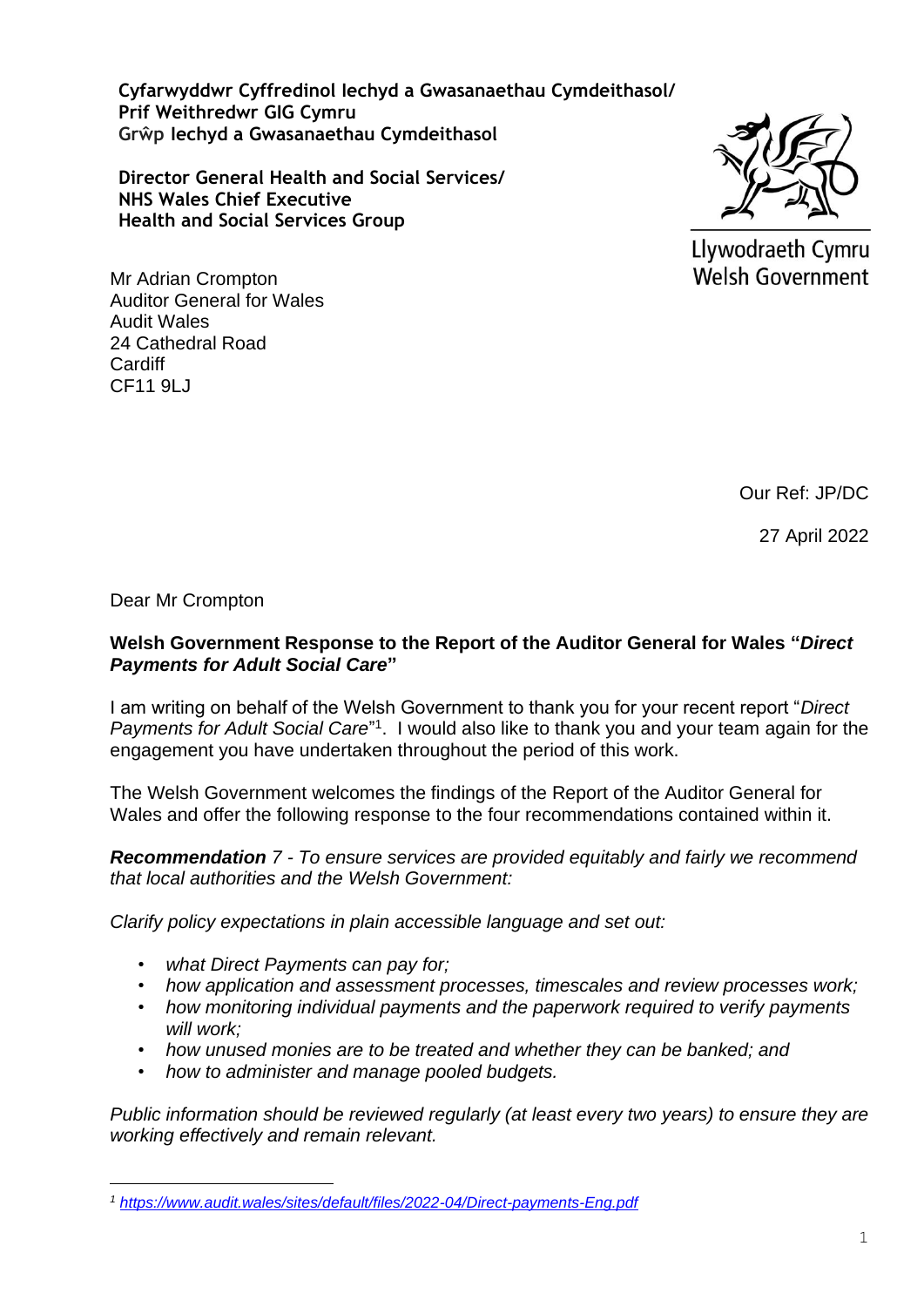**Cyfarwyddwr Cyffredinol Iechyd a Gwasanaethau Cymdeithasol/**
**Prif Weithredwr GIG Cymru**
**Grŵp Iechyd a Gwasanaethau Cymdeithasol**

**Director General Health and Social Services/**
**NHS Wales Chief Executive**
**Health and Social Services Group**

Llywodraeth Cymru
Welsh Government

Mr Adrian Crompton
Auditor General for Wales
Audit Wales
24 Cathedral Road
Cardiff
CF11 9LJ

Our Ref: JP/DC

27 April 2022

Dear Mr Crompton

**Welsh Government Response to the Report of the Auditor General for Wales "*Direct Payments for Adult Social Care*"**

I am writing on behalf of the Welsh Government to thank you for your recent report "*Direct Payments for Adult Social Care*"[1]. I would also like to thank you and your team again for the engagement you have undertaken throughout the period of this work.

The Welsh Government welcomes the findings of the Report of the Auditor General for Wales and offer the following response to the four recommendations contained within it.

***Recommendation*** *7 - To ensure services are provided equitably and fairly we recommend that local authorities and the Welsh Government:*

*Clarify policy expectations in plain accessible language and set out:*

- *what Direct Payments can pay for;*
- *how application and assessment processes, timescales and review processes work;*
- *how monitoring individual payments and the paperwork required to verify payments will work;*
- *how unused monies are to be treated and whether they can be banked; and*
- *how to administer and manage pooled budgets.*

*Public information should be reviewed regularly (at least every two years) to ensure they are working effectively and remain relevant.*

---

[1] https://www.audit.wales/sites/default/files/2022-04/Direct-payments-Eng.pdf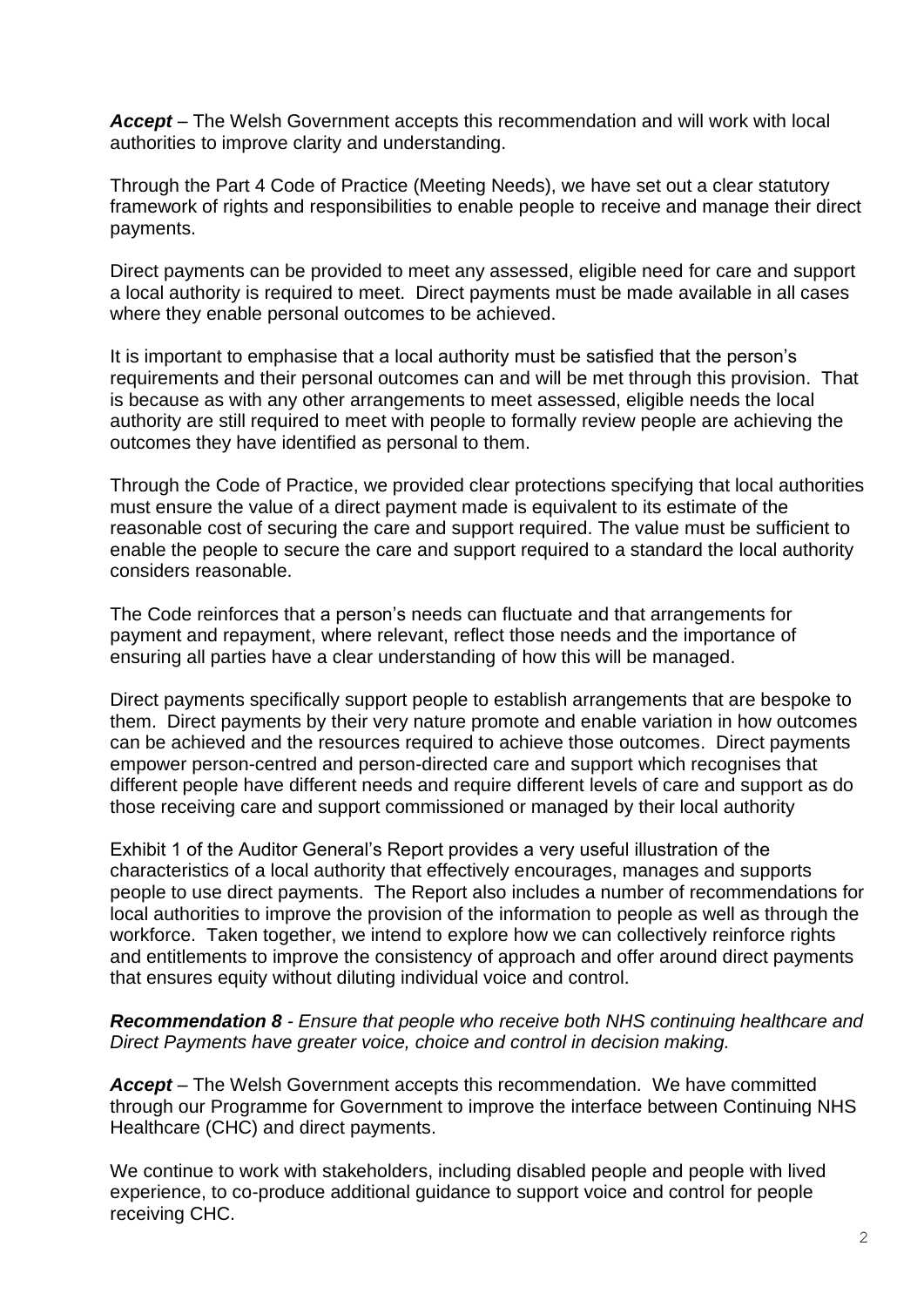***Accept*** – The Welsh Government accepts this recommendation and will work with local authorities to improve clarity and understanding.

Through the Part 4 Code of Practice (Meeting Needs), we have set out a clear statutory framework of rights and responsibilities to enable people to receive and manage their direct payments.

Direct payments can be provided to meet any assessed, eligible need for care and support a local authority is required to meet. Direct payments must be made available in all cases where they enable personal outcomes to be achieved.

It is important to emphasise that a local authority must be satisfied that the person's requirements and their personal outcomes can and will be met through this provision. That is because as with any other arrangements to meet assessed, eligible needs the local authority are still required to meet with people to formally review people are achieving the outcomes they have identified as personal to them.

Through the Code of Practice, we provided clear protections specifying that local authorities must ensure the value of a direct payment made is equivalent to its estimate of the reasonable cost of securing the care and support required. The value must be sufficient to enable the people to secure the care and support required to a standard the local authority considers reasonable.

The Code reinforces that a person's needs can fluctuate and that arrangements for payment and repayment, where relevant, reflect those needs and the importance of ensuring all parties have a clear understanding of how this will be managed.

Direct payments specifically support people to establish arrangements that are bespoke to them. Direct payments by their very nature promote and enable variation in how outcomes can be achieved and the resources required to achieve those outcomes. Direct payments empower person-centred and person-directed care and support which recognises that different people have different needs and require different levels of care and support as do those receiving care and support commissioned or managed by their local authority

Exhibit 1 of the Auditor General's Report provides a very useful illustration of the characteristics of a local authority that effectively encourages, manages and supports people to use direct payments. The Report also includes a number of recommendations for local authorities to improve the provision of the information to people as well as through the workforce. Taken together, we intend to explore how we can collectively reinforce rights and entitlements to improve the consistency of approach and offer around direct payments that ensures equity without diluting individual voice and control.

***Recommendation 8*** *- Ensure that people who receive both NHS continuing healthcare and Direct Payments have greater voice, choice and control in decision making.*

***Accept*** – The Welsh Government accepts this recommendation. We have committed through our Programme for Government to improve the interface between Continuing NHS Healthcare (CHC) and direct payments.

We continue to work with stakeholders, including disabled people and people with lived experience, to co-produce additional guidance to support voice and control for people receiving CHC.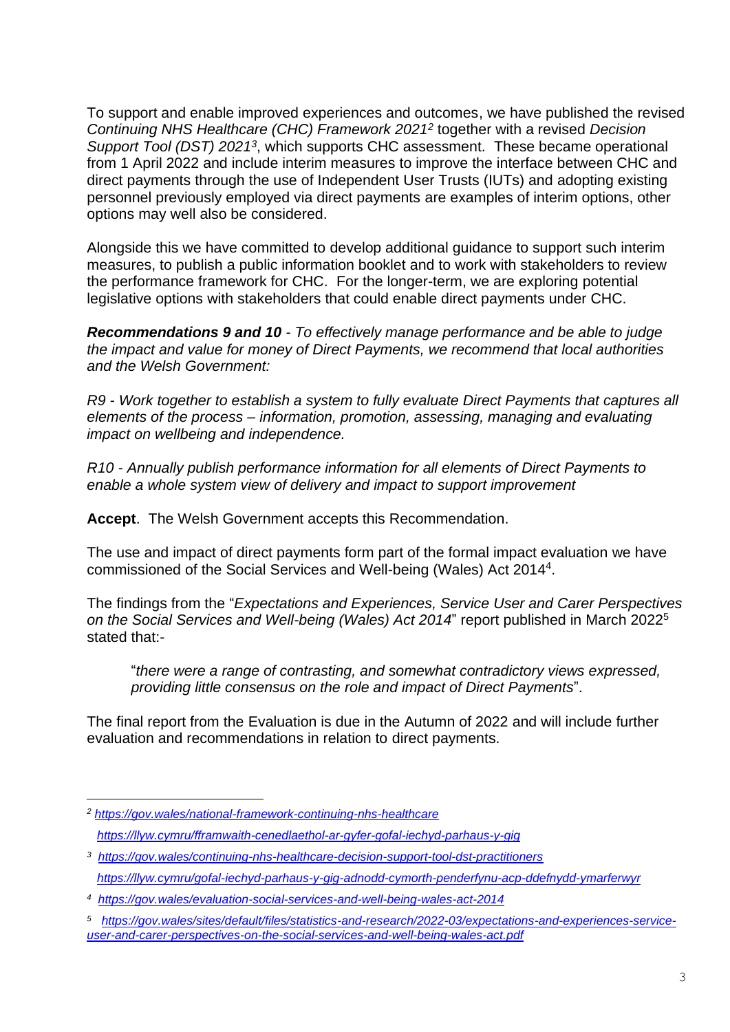To support and enable improved experiences and outcomes, we have published the revised *Continuing NHS Healthcare (CHC) Framework 2021*[2] together with a revised *Decision Support Tool (DST) 2021*[3], which supports CHC assessment. These became operational from 1 April 2022 and include interim measures to improve the interface between CHC and direct payments through the use of Independent User Trusts (IUTs) and adopting existing personnel previously employed via direct payments are examples of interim options, other options may well also be considered.

Alongside this we have committed to develop additional guidance to support such interim measures, to publish a public information booklet and to work with stakeholders to review the performance framework for CHC. For the longer-term, we are exploring potential legislative options with stakeholders that could enable direct payments under CHC.

***Recommendations 9 and 10*** *- To effectively manage performance and be able to judge the impact and value for money of Direct Payments, we recommend that local authorities and the Welsh Government:*

*R9 - Work together to establish a system to fully evaluate Direct Payments that captures all elements of the process – information, promotion, assessing, managing and evaluating impact on wellbeing and independence.*

*R10 - Annually publish performance information for all elements of Direct Payments to enable a whole system view of delivery and impact to support improvement*

**Accept**. The Welsh Government accepts this Recommendation.

The use and impact of direct payments form part of the formal impact evaluation we have commissioned of the Social Services and Well-being (Wales) Act 2014[4].

The findings from the "*Expectations and Experiences, Service User and Carer Perspectives on the Social Services and Well-being (Wales) Act 2014*" report published in March 2022[5] stated that:-

> "*there were a range of contrasting, and somewhat contradictory views expressed, providing little consensus on the role and impact of Direct Payments*".

The final report from the Evaluation is due in the Autumn of 2022 and will include further evaluation and recommendations in relation to direct payments.

---

[2] https://gov.wales/national-framework-continuing-nhs-healthcare
https://llyw.cymru/fframwaith-cenedlaethol-ar-gyfer-gofal-iechyd-parhaus-y-gig

[3] https://gov.wales/continuing-nhs-healthcare-decision-support-tool-dst-practitioners
https://llyw.cymru/gofal-iechyd-parhaus-y-gig-adnodd-cymorth-penderfynu-acp-ddefnydd-ymarferwyr

[4] https://gov.wales/evaluation-social-services-and-well-being-wales-act-2014

[5] https://gov.wales/sites/default/files/statistics-and-research/2022-03/expectations-and-experiences-service-user-and-carer-perspectives-on-the-social-services-and-well-being-wales-act.pdf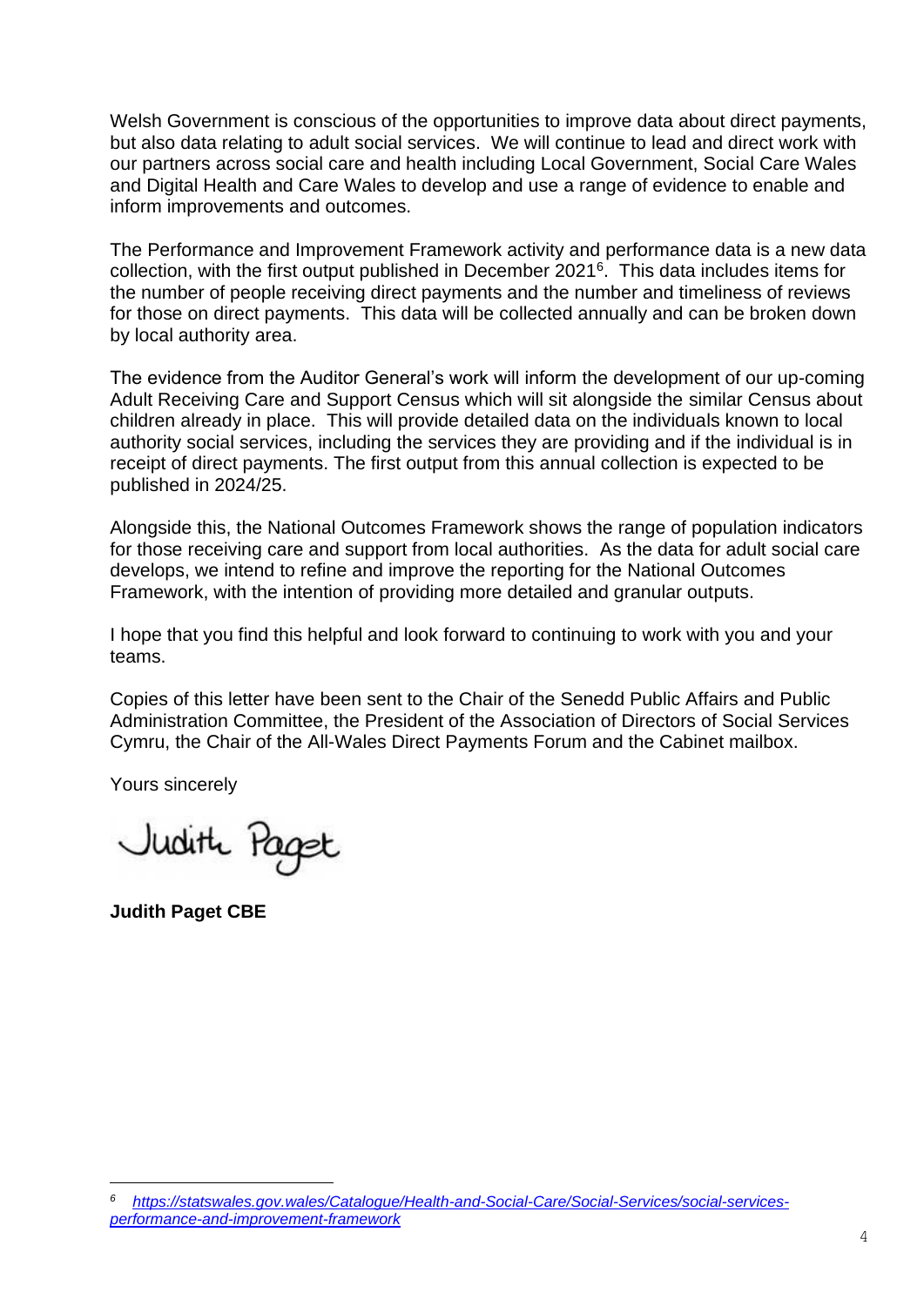Welsh Government is conscious of the opportunities to improve data about direct payments, but also data relating to adult social services. We will continue to lead and direct work with our partners across social care and health including Local Government, Social Care Wales and Digital Health and Care Wales to develop and use a range of evidence to enable and inform improvements and outcomes.

The Performance and Improvement Framework activity and performance data is a new data collection, with the first output published in December 2021[6]. This data includes items for the number of people receiving direct payments and the number and timeliness of reviews for those on direct payments. This data will be collected annually and can be broken down by local authority area.

The evidence from the Auditor General's work will inform the development of our up-coming Adult Receiving Care and Support Census which will sit alongside the similar Census about children already in place. This will provide detailed data on the individuals known to local authority social services, including the services they are providing and if the individual is in receipt of direct payments. The first output from this annual collection is expected to be published in 2024/25.

Alongside this, the National Outcomes Framework shows the range of population indicators for those receiving care and support from local authorities. As the data for adult social care develops, we intend to refine and improve the reporting for the National Outcomes Framework, with the intention of providing more detailed and granular outputs.

I hope that you find this helpful and look forward to continuing to work with you and your teams.

Copies of this letter have been sent to the Chair of the Senedd Public Affairs and Public Administration Committee, the President of the Association of Directors of Social Services Cymru, the Chair of the All-Wales Direct Payments Forum and the Cabinet mailbox.

Yours sincerely

Judith Paget

**Judith Paget CBE**

---

[6] https://statswales.gov.wales/Catalogue/Health-and-Social-Care/Social-Services/social-services-performance-and-improvement-framework